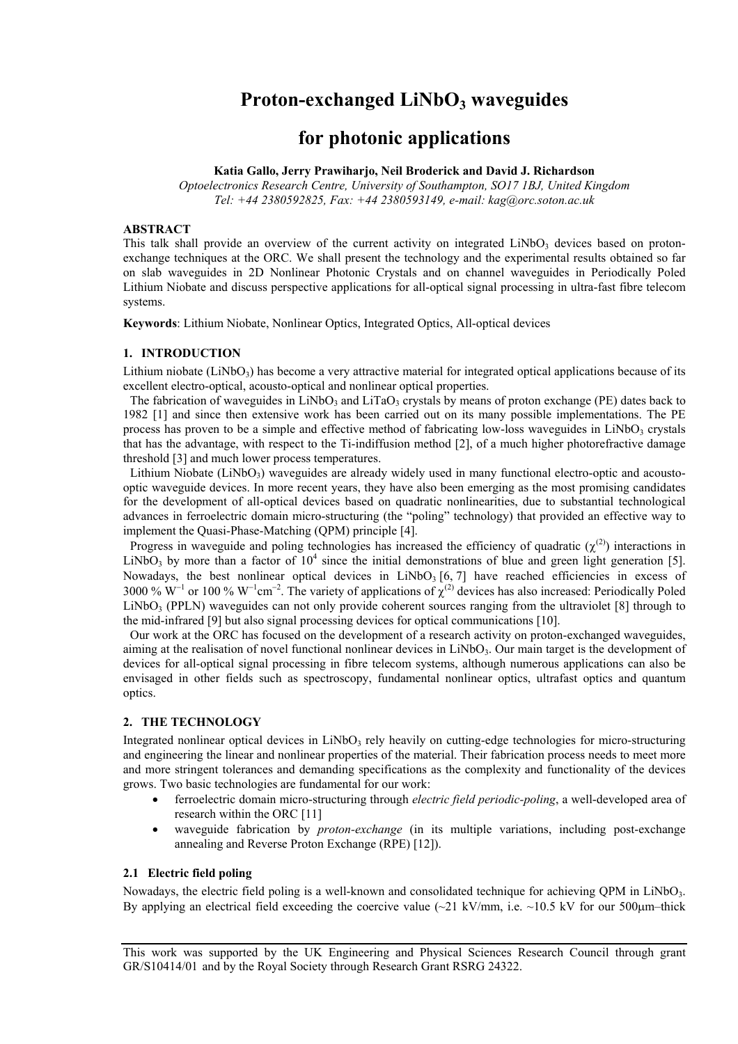# Proton-exchanged $LiNbO_3$ waveguides for photonic applications

**Katia Gallo, Jerry Prawiharjo, Neil Broderick and David J. Richardson**

*Optoelectronics Research Centre, University of Southampton, SO17 1BJ, United Kingdom*
*Tel: +44 2380592825, Fax: +44 2380593149, e-mail: kag@orc.soton.ac.uk*

## ABSTRACT

This talk shall provide an overview of the current activity on integrated $LiNbO_3$ devices based on proton-exchange techniques at the ORC. We shall present the technology and the experimental results obtained so far on slab waveguides in 2D Nonlinear Photonic Crystals and on channel waveguides in Periodically Poled Lithium Niobate and discuss perspective applications for all-optical signal processing in ultra-fast fibre telecom systems.

**Keywords**: Lithium Niobate, Nonlinear Optics, Integrated Optics, All-optical devices

## 1. INTRODUCTION

Lithium niobate ($LiNbO_3$) has become a very attractive material for integrated optical applications because of its excellent electro-optical, acousto-optical and nonlinear optical properties.

The fabrication of waveguides in $LiNbO_3$ and $LiTaO_3$ crystals by means of proton exchange (PE) dates back to 1982 [1] and since then extensive work has been carried out on its many possible implementations. The PE process has proven to be a simple and effective method of fabricating low-loss waveguides in $LiNbO_3$ crystals that has the advantage, with respect to the Ti-indiffusion method [2], of a much higher photorefractive damage threshold [3] and much lower process temperatures.

Lithium Niobate ($LiNbO_3$) waveguides are already widely used in many functional electro-optic and acousto-optic waveguide devices. In more recent years, they have also been emerging as the most promising candidates for the development of all-optical devices based on quadratic nonlinearities, due to substantial technological advances in ferroelectric domain micro-structuring (the "poling" technology) that provided an effective way to implement the Quasi-Phase-Matching (QPM) principle [4].

Progress in waveguide and poling technologies has increased the efficiency of quadratic ($\chi^{(2)}$) interactions in $LiNbO_3$ by more than a factor of $10^4$ since the initial demonstrations of blue and green light generation [5]. Nowadays, the best nonlinear optical devices in $LiNbO_3$ [6, 7] have reached efficiencies in excess of 3000 % $W^{-1}$ or 100 % $W^{-1}cm^{-2}$. The variety of applications of $\chi^{(2)}$ devices has also increased: Periodically Poled $LiNbO_3$ (PPLN) waveguides can not only provide coherent sources ranging from the ultraviolet [8] through to the mid-infrared [9] but also signal processing devices for optical communications [10].

Our work at the ORC has focused on the development of a research activity on proton-exchanged waveguides, aiming at the realisation of novel functional nonlinear devices in $LiNbO_3$. Our main target is the development of devices for all-optical signal processing in fibre telecom systems, although numerous applications can also be envisaged in other fields such as spectroscopy, fundamental nonlinear optics, ultrafast optics and quantum optics.

## 2. THE TECHNOLOGY

Integrated nonlinear optical devices in $LiNbO_3$ rely heavily on cutting-edge technologies for micro-structuring and engineering the linear and nonlinear properties of the material. Their fabrication process needs to meet more and more stringent tolerances and demanding specifications as the complexity and functionality of the devices grows. Two basic technologies are fundamental for our work:

- ferroelectric domain micro-structuring through *electric field periodic-poling*, a well-developed area of research within the ORC [11]
- waveguide fabrication by *proton-exchange* (in its multiple variations, including post-exchange annealing and Reverse Proton Exchange (RPE) [12]).

### 2.1 Electric field poling

Nowadays, the electric field poling is a well-known and consolidated technique for achieving QPM in $LiNbO_3$. By applying an electrical field exceeding the coercive value (~21 kV/mm, i.e. ~10.5 kV for our 500μm–thick

This work was supported by the UK Engineering and Physical Sciences Research Council through grant GR/S10414/01 and by the Royal Society through Research Grant RSRG 24322.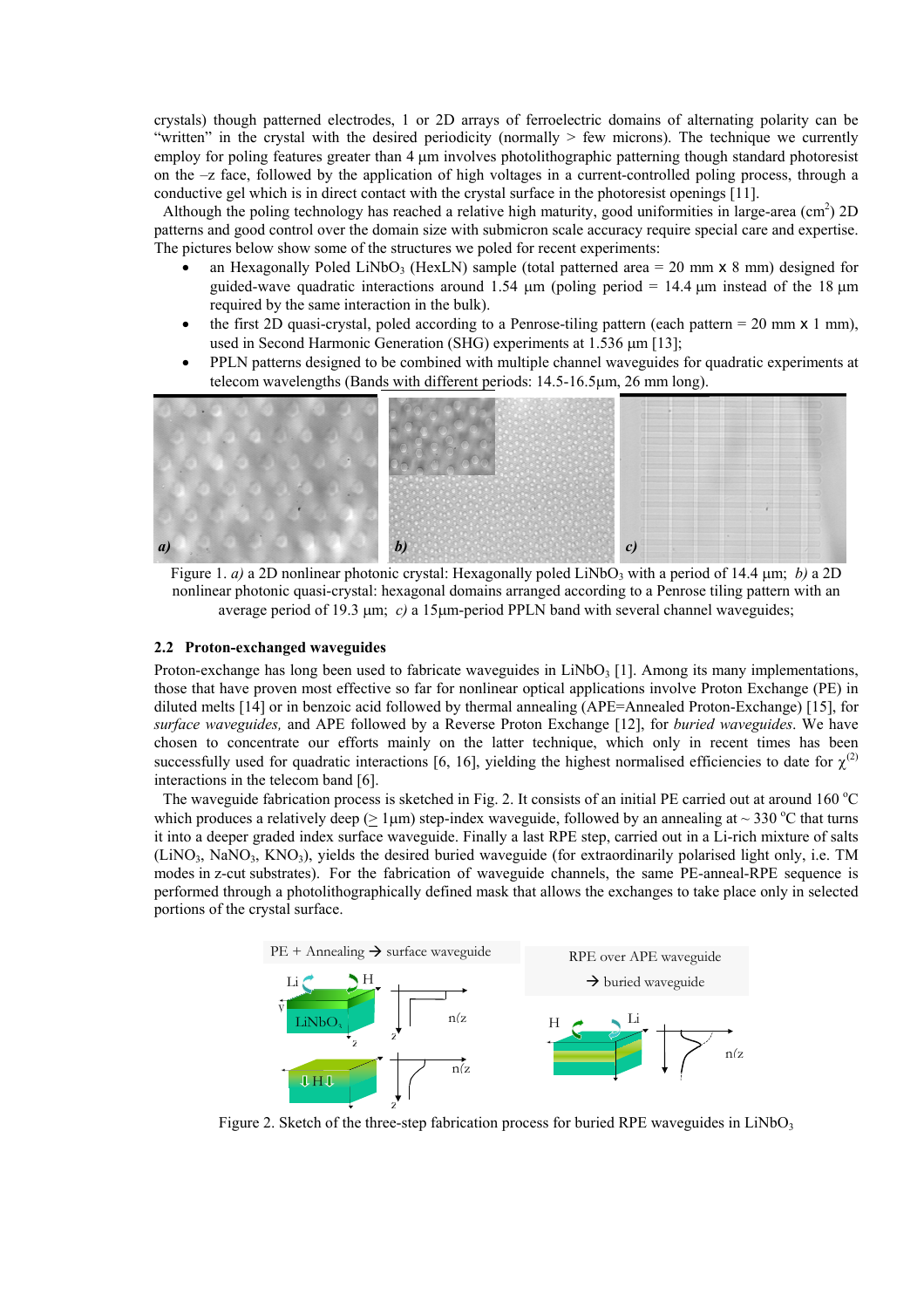crystals) though patterned electrodes, 1 or 2D arrays of ferroelectric domains of alternating polarity can be "written" in the crystal with the desired periodicity (normally > few microns). The technique we currently employ for poling features greater than 4 μm involves photolithographic patterning though standard photoresist on the –z face, followed by the application of high voltages in a current-controlled poling process, through a conductive gel which is in direct contact with the crystal surface in the photoresist openings [11].

Although the poling technology has reached a relative high maturity, good uniformities in large-area ($cm^2$) 2D patterns and good control over the domain size with submicron scale accuracy require special care and expertise. The pictures below show some of the structures we poled for recent experiments:

- an Hexagonally Poled $LiNbO_3$ (HexLN) sample (total patterned area = 20 mm x 8 mm) designed for guided-wave quadratic interactions around 1.54 μm (poling period = 14.4 μm instead of the 18 μm required by the same interaction in the bulk).
- the first 2D quasi-crystal, poled according to a Penrose-tiling pattern (each pattern = 20 mm x 1 mm), used in Second Harmonic Generation (SHG) experiments at 1.536 μm [13];
- PPLN patterns designed to be combined with multiple channel waveguides for quadratic experiments at telecom wavelengths (Bands with different periods: 14.5-16.5μm, 26 mm long).

Figure 1. *a)* a 2D nonlinear photonic crystal: Hexagonally poled $LiNbO_3$ with a period of 14.4 μm; *b)* a 2D nonlinear photonic quasi-crystal: hexagonal domains arranged according to a Penrose tiling pattern with an average period of 19.3 μm; *c)* a 15μm-period PPLN band with several channel waveguides;

## 2.2 Proton-exchanged waveguides

Proton-exchange has long been used to fabricate waveguides in $LiNbO_3$ [1]. Among its many implementations, those that have proven most effective so far for nonlinear optical applications involve Proton Exchange (PE) in diluted melts [14] or in benzoic acid followed by thermal annealing (APE=Annealed Proton-Exchange) [15], for *surface waveguides,* and APE followed by a Reverse Proton Exchange [12], for *buried waveguides*. We have chosen to concentrate our efforts mainly on the latter technique, which only in recent times has been successfully used for quadratic interactions [6, 16], yielding the highest normalised efficiencies to date for $\chi^{(2)}$ interactions in the telecom band [6].

The waveguide fabrication process is sketched in Fig. 2. It consists of an initial PE carried out at around 160 °C which produces a relatively deep (≥ 1μm) step-index waveguide, followed by an annealing at ~ 330 °C that turns it into a deeper graded index surface waveguide. Finally a last RPE step, carried out in a Li-rich mixture of salts ($LiNO_3$, $NaNO_3$, $KNO_3$), yields the desired buried waveguide (for extraordinarily polarised light only, i.e. TM modes in z-cut substrates). For the fabrication of waveguide channels, the same PE-anneal-RPE sequence is performed through a photolithographically defined mask that allows the exchanges to take place only in selected portions of the crystal surface.

Figure 2. Sketch of the three-step fabrication process for buried RPE waveguides in $LiNbO_3$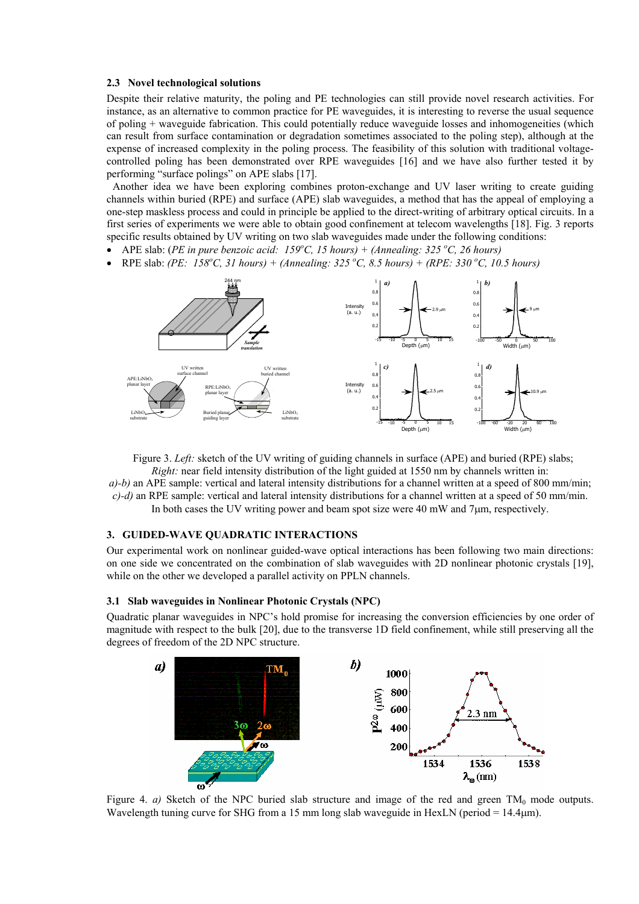### 2.3 Novel technological solutions

Despite their relative maturity, the poling and PE technologies can still provide novel research activities. For instance, as an alternative to common practice for PE waveguides, it is interesting to reverse the usual sequence of poling + waveguide fabrication. This could potentially reduce waveguide losses and inhomogeneities (which can result from surface contamination or degradation sometimes associated to the poling step), although at the expense of increased complexity in the poling process. The feasibility of this solution with traditional voltage-controlled poling has been demonstrated over RPE waveguides [16] and we have also further tested it by performing "surface polings" on APE slabs [17].

Another idea we have been exploring combines proton-exchange and UV laser writing to create guiding channels within buried (RPE) and surface (APE) slab waveguides, a method that has the appeal of employing a one-step maskless process and could in principle be applied to the direct-writing of arbitrary optical circuits. In a first series of experiments we were able to obtain good confinement at telecom wavelengths [18]. Fig. 3 reports specific results obtained by UV writing on two slab waveguides made under the following conditions:

- APE slab: (*PE in pure benzoic acid: 159°C, 15 hours) + (Annealing: 325 °C, 26 hours)*
- RPE slab: *(PE: 158°C, 31 hours) + (Annealing: 325 °C, 8.5 hours) + (RPE: 330 °C, 10.5 hours)*

Figure 3. *Left:* sketch of the UV writing of guiding channels in surface (APE) and buried (RPE) slabs; *Right:* near field intensity distribution of the light guided at 1550 nm by channels written in: *a)-b)* an APE sample: vertical and lateral intensity distributions for a channel written at a speed of 800 mm/min; *c)-d)* an RPE sample: vertical and lateral intensity distributions for a channel written at a speed of 50 mm/min. In both cases the UV writing power and beam spot size were 40 mW and 7μm, respectively.

## 3. GUIDED-WAVE QUADRATIC INTERACTIONS

Our experimental work on nonlinear guided-wave optical interactions has been following two main directions: on one side we concentrated on the combination of slab waveguides with 2D nonlinear photonic crystals [19], while on the other we developed a parallel activity on PPLN channels.

### 3.1 Slab waveguides in Nonlinear Photonic Crystals (NPC)

Quadratic planar waveguides in NPC's hold promise for increasing the conversion efficiencies by one order of magnitude with respect to the bulk [20], due to the transverse 1D field confinement, while still preserving all the degrees of freedom of the 2D NPC structure.

Figure 4. *a)* Sketch of the NPC buried slab structure and image of the red and green $TM_0$ mode outputs. Wavelength tuning curve for SHG from a 15 mm long slab waveguide in HexLN (period = 14.4μm).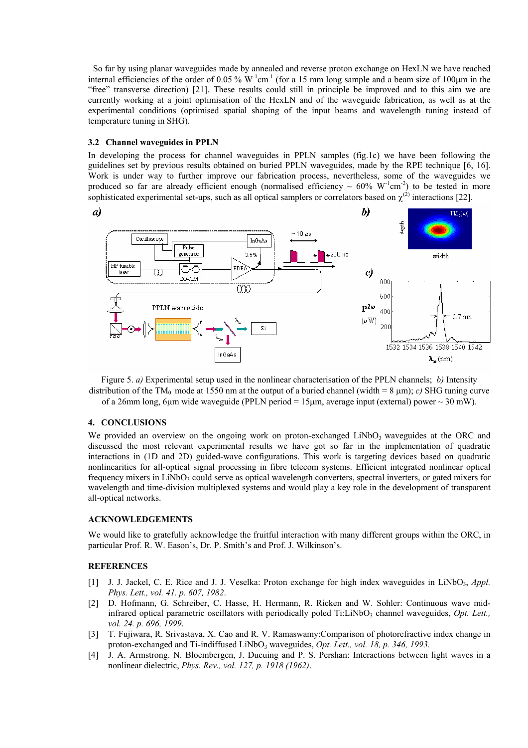So far by using planar waveguides made by annealed and reverse proton exchange on HexLN we have reached internal efficiencies of the order of 0.05 % $W^{-1}cm^{-1}$ (for a 15 mm long sample and a beam size of 100μm in the "free" transverse direction) [21]. These results could still in principle be improved and to this aim we are currently working at a joint optimisation of the HexLN and of the waveguide fabrication, as well as at the experimental conditions (optimised spatial shaping of the input beams and wavelength tuning instead of temperature tuning in SHG).

### 3.2 Channel waveguides in PPLN

In developing the process for channel waveguides in PPLN samples (fig.1c) we have been following the guidelines set by previous results obtained on buried PPLN waveguides, made by the RPE technique [6, 16]. Work is under way to further improve our fabrication process, nevertheless, some of the waveguides we produced so far are already efficient enough (normalised efficiency ~ 60% $W^{-1}cm^{-2}$) to be tested in more sophisticated experimental set-ups, such as all optical samplers or correlators based on $\chi^{(2)}$ interactions [22].

Figure 5. *a)* Experimental setup used in the nonlinear characterisation of the PPLN channels; *b)* Intensity distribution of the $TM_0$ mode at 1550 nm at the output of a buried channel (width = 8 μm); *c)* SHG tuning curve of a 26mm long, 6μm wide waveguide (PPLN period = 15μm, average input (external) power ~ 30 mW).

## 4. CONCLUSIONS

We provided an overview on the ongoing work on proton-exchanged $LiNbO_3$ waveguides at the ORC and discussed the most relevant experimental results we have got so far in the implementation of quadratic interactions in (1D and 2D) guided-wave configurations. This work is targeting devices based on quadratic nonlinearities for all-optical signal processing in fibre telecom systems. Efficient integrated nonlinear optical frequency mixers in $LiNbO_3$ could serve as optical wavelength converters, spectral inverters, or gated mixers for wavelength and time-division multiplexed systems and would play a key role in the development of transparent all-optical networks.

## ACKNOWLEDGEMENTS

We would like to gratefully acknowledge the fruitful interaction with many different groups within the ORC, in particular Prof. R. W. Eason's, Dr. P. Smith's and Prof. J. Wilkinson's.

## REFERENCES

[1] J. J. Jackel, C. E. Rice and J. J. Veselka: Proton exchange for high index waveguides in $LiNbO_3$, *Appl. Phys. Lett., vol. 41. p. 607, 1982*.

[2] D. Hofmann, G. Schreiber, C. Hasse, H. Hermann, R. Ricken and W. Sohler: Continuous wave mid-infrared optical parametric oscillators with periodically poled Ti:$LiNbO_3$ channel waveguides, *Opt. Lett., vol. 24. p. 696, 1999*.

[3] T. Fujiwara, R. Srivastava, X. Cao and R. V. Ramaswamy:Comparison of photorefractive index change in proton-exchanged and Ti-indiffused $LiNbO_3$ waveguides, *Opt. Lett., vol. 18, p. 346, 1993.*

[4] J. A. Armstrong. N. Bloembergen, J. Ducuing and P. S. Pershan: Interactions between light waves in a nonlinear dielectric, *Phys. Rev., vol. 127, p. 1918 (1962)*.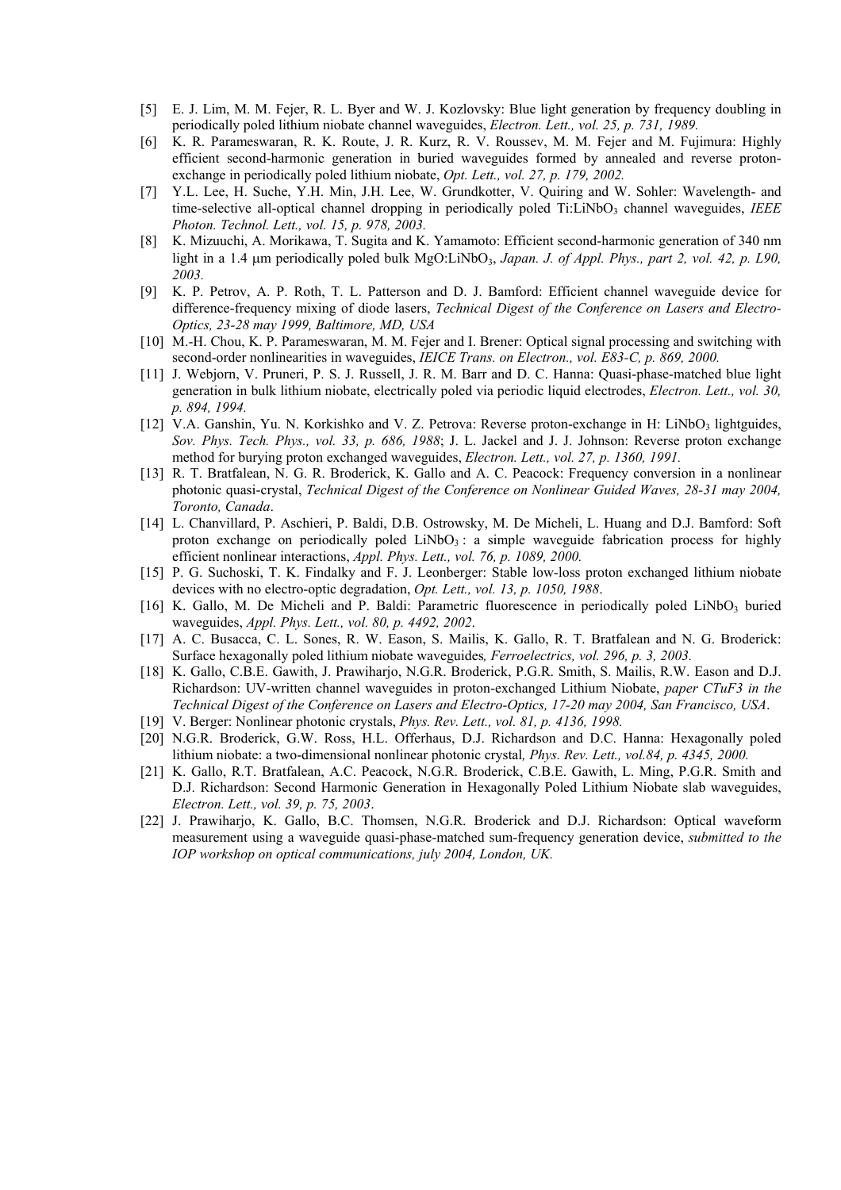[5] E. J. Lim, M. M. Fejer, R. L. Byer and W. J. Kozlovsky: Blue light generation by frequency doubling in periodically poled lithium niobate channel waveguides, *Electron. Lett., vol. 25, p. 731, 1989.*

[6] K. R. Parameswaran, R. K. Route, J. R. Kurz, R. V. Roussev, M. M. Fejer and M. Fujimura: Highly efficient second-harmonic generation in buried waveguides formed by annealed and reverse proton-exchange in periodically poled lithium niobate, *Opt. Lett., vol. 27, p. 179, 2002.*

[7] Y.L. Lee, H. Suche, Y.H. Min, J.H. Lee, W. Grundkotter, V. Quiring and W. Sohler: Wavelength- and time-selective all-optical channel dropping in periodically poled Ti:$LiNbO_3$ channel waveguides, *IEEE Photon. Technol. Lett., vol. 15, p. 978, 2003.*

[8] K. Mizuuchi, A. Morikawa, T. Sugita and K. Yamamoto: Efficient second-harmonic generation of 340 nm light in a 1.4 μm periodically poled bulk MgO:$LiNbO_3$, *Japan. J. of Appl. Phys., part 2, vol. 42, p. L90, 2003.*

[9] K. P. Petrov, A. P. Roth, T. L. Patterson and D. J. Bamford: Efficient channel waveguide device for difference-frequency mixing of diode lasers, *Technical Digest of the Conference on Lasers and Electro-Optics, 23-28 may 1999, Baltimore, MD, USA*

[10] M.-H. Chou, K. P. Parameswaran, M. M. Fejer and I. Brener: Optical signal processing and switching with second-order nonlinearities in waveguides, *IEICE Trans. on Electron., vol. E83-C, p. 869, 2000.*

[11] J. Webjorn, V. Pruneri, P. S. J. Russell, J. R. M. Barr and D. C. Hanna: Quasi-phase-matched blue light generation in bulk lithium niobate, electrically poled via periodic liquid electrodes, *Electron. Lett., vol. 30, p. 894, 1994.*

[12] V.A. Ganshin, Yu. N. Korkishko and V. Z. Petrova: Reverse proton-exchange in H: $LiNbO_3$ lightguides, *Sov. Phys. Tech. Phys., vol. 33, p. 686, 1988*; J. L. Jackel and J. J. Johnson: Reverse proton exchange method for burying proton exchanged waveguides, *Electron. Lett., vol. 27, p. 1360, 1991.*

[13] R. T. Bratfalean, N. G. R. Broderick, K. Gallo and A. C. Peacock: Frequency conversion in a nonlinear photonic quasi-crystal, *Technical Digest of the Conference on Nonlinear Guided Waves, 28-31 may 2004, Toronto, Canada*.

[14] L. Chanvillard, P. Aschieri, P. Baldi, D.B. Ostrowsky, M. De Micheli, L. Huang and D.J. Bamford: Soft proton exchange on periodically poled $LiNbO_3$ : a simple waveguide fabrication process for highly efficient nonlinear interactions, *Appl. Phys. Lett., vol. 76, p. 1089, 2000.*

[15] P. G. Suchoski, T. K. Findalky and F. J. Leonberger: Stable low-loss proton exchanged lithium niobate devices with no electro-optic degradation, *Opt. Lett., vol. 13, p. 1050, 1988*.

[16] K. Gallo, M. De Micheli and P. Baldi: Parametric fluorescence in periodically poled $LiNbO_3$ buried waveguides, *Appl. Phys. Lett., vol. 80, p. 4492, 2002*.

[17] A. C. Busacca, C. L. Sones, R. W. Eason, S. Mailis, K. Gallo, R. T. Bratfalean and N. G. Broderick: Surface hexagonally poled lithium niobate waveguides*, Ferroelectrics, vol. 296, p. 3, 2003.*

[18] K. Gallo, C.B.E. Gawith, J. Prawiharjo, N.G.R. Broderick, P.G.R. Smith, S. Mailis, R.W. Eason and D.J. Richardson: UV-written channel waveguides in proton-exchanged Lithium Niobate, *paper CTuF3 in the Technical Digest of the Conference on Lasers and Electro-Optics, 17-20 may 2004, San Francisco, USA*.

[19] V. Berger: Nonlinear photonic crystals, *Phys. Rev. Lett., vol. 81, p. 4136, 1998.*

[20] N.G.R. Broderick, G.W. Ross, H.L. Offerhaus, D.J. Richardson and D.C. Hanna: Hexagonally poled lithium niobate: a two-dimensional nonlinear photonic crystal*, Phys. Rev. Lett., vol.84, p. 4345, 2000.*

[21] K. Gallo, R.T. Bratfalean, A.C. Peacock, N.G.R. Broderick, C.B.E. Gawith, L. Ming, P.G.R. Smith and D.J. Richardson: Second Harmonic Generation in Hexagonally Poled Lithium Niobate slab waveguides, *Electron. Lett., vol. 39, p. 75, 2003*.

[22] J. Prawiharjo, K. Gallo, B.C. Thomsen, N.G.R. Broderick and D.J. Richardson: Optical waveform measurement using a waveguide quasi-phase-matched sum-frequency generation device, *submitted to the IOP workshop on optical communications, july 2004, London, UK.*